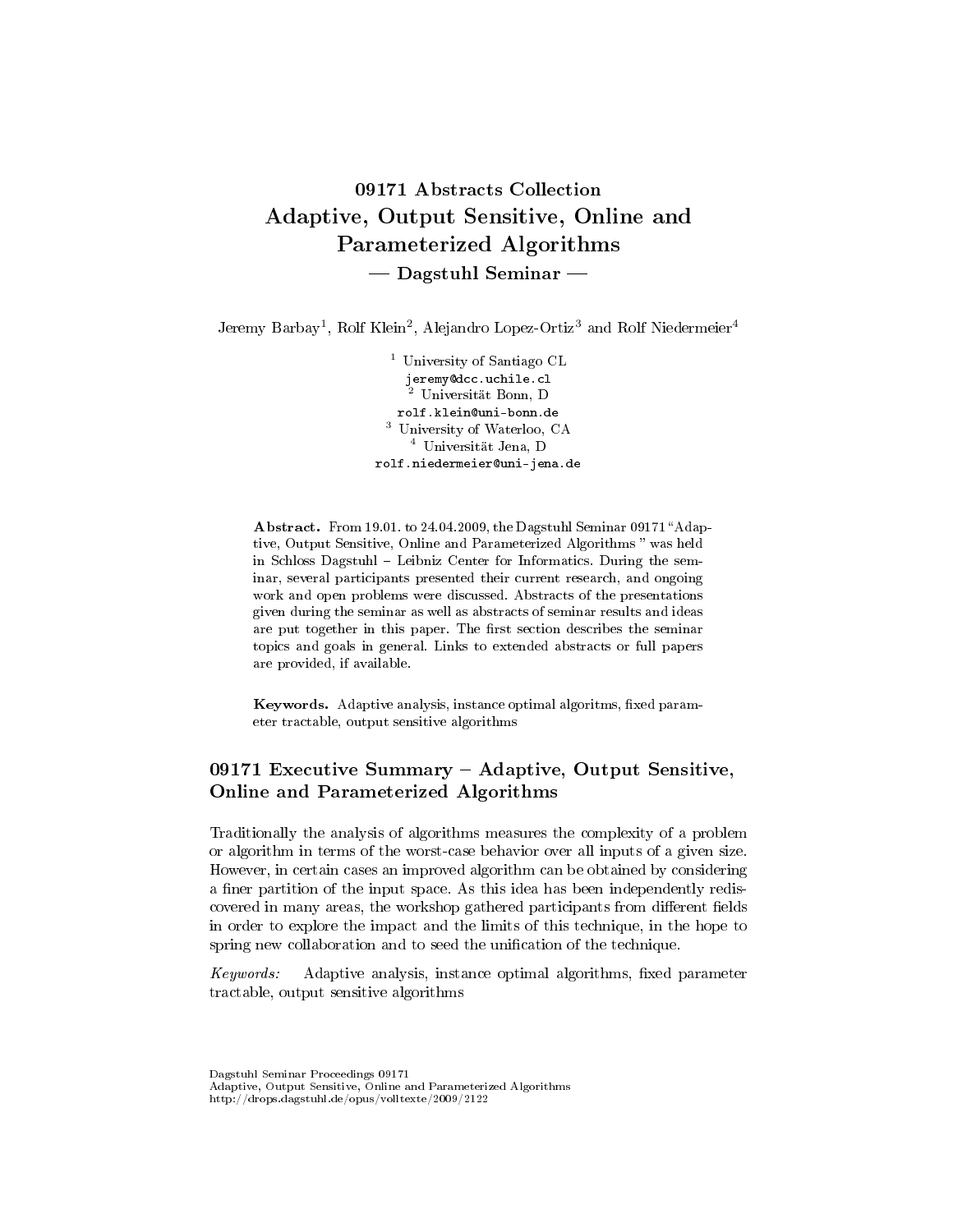# 09171 Abstracts Collection
# Adaptive, Output Sensitive, Online and Parameterized Algorithms
## — Dagstuhl Seminar —

Jeremy Barbay[1], Rolf Klein[2], Alejandro Lopez-Ortiz[3] and Rolf Niedermeier[4]

[1] University of Santiago CL
jeremy@dcc.uchile.cl
[2] Universität Bonn, D
rolf.klein@uni-bonn.de
[3] University of Waterloo, CA
[4] Universität Jena, D
rolf.niedermeier@uni-jena.de

**Abstract.** From 19.01. to 24.04.2009, the Dagstuhl Seminar 09171 "Adaptive, Output Sensitive, Online and Parameterized Algorithms " was held in Schloss Dagstuhl – Leibniz Center for Informatics. During the seminar, several participants presented their current research, and ongoing work and open problems were discussed. Abstracts of the presentations given during the seminar as well as abstracts of seminar results and ideas are put together in this paper. The first section describes the seminar topics and goals in general. Links to extended abstracts or full papers are provided, if available.

**Keywords.** Adaptive analysis, instance optimal algoritms, fixed parameter tractable, output sensitive algorithms

## 09171 Executive Summary – Adaptive, Output Sensitive, Online and Parameterized Algorithms

Traditionally the analysis of algorithms measures the complexity of a problem or algorithm in terms of the worst-case behavior over all inputs of a given size. However, in certain cases an improved algorithm can be obtained by considering a finer partition of the input space. As this idea has been independently rediscovered in many areas, the workshop gathered participants from different fields in order to explore the impact and the limits of this technique, in the hope to spring new collaboration and to seed the unification of the technique.

*Keywords:* Adaptive analysis, instance optimal algorithms, fixed parameter tractable, output sensitive algorithms

Dagstuhl Seminar Proceedings 09171
Adaptive, Output Sensitive, Online and Parameterized Algorithms
http://drops.dagstuhl.de/opus/volltexte/2009/2122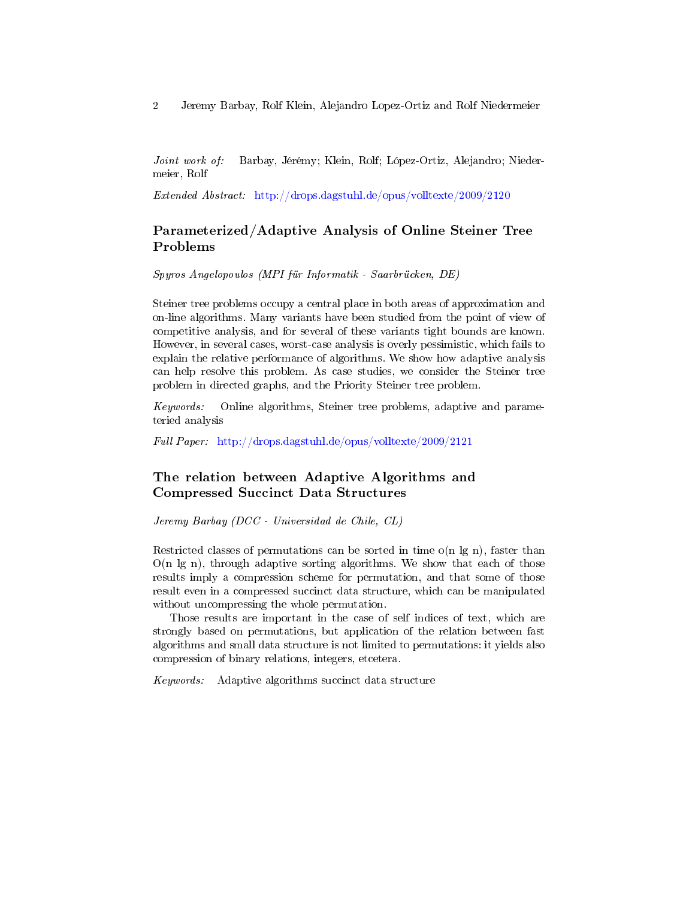*Joint work of:* Barbay, Jérémy; Klein, Rolf; López-Ortiz, Alejandro; Niedermeier, Rolf

*Extended Abstract:* http://drops.dagstuhl.de/opus/volltexte/2009/2120

## Parameterized/Adaptive Analysis of Online Steiner Tree Problems

*Spyros Angelopoulos (MPI für Informatik - Saarbrücken, DE)*

Steiner tree problems occupy a central place in both areas of approximation and on-line algorithms. Many variants have been studied from the point of view of competitive analysis, and for several of these variants tight bounds are known. However, in several cases, worst-case analysis is overly pessimistic, which fails to explain the relative performance of algorithms. We show how adaptive analysis can help resolve this problem. As case studies, we consider the Steiner tree problem in directed graphs, and the Priority Steiner tree problem.

*Keywords:* Online algorithms, Steiner tree problems, adaptive and parameteried analysis

*Full Paper:* http://drops.dagstuhl.de/opus/volltexte/2009/2121

## The relation between Adaptive Algorithms and Compressed Succinct Data Structures

*Jeremy Barbay (DCC - Universidad de Chile, CL)*

Restricted classes of permutations can be sorted in time o(n lg n), faster than O(n lg n), through adaptive sorting algorithms. We show that each of those results imply a compression scheme for permutation, and that some of those result even in a compressed succinct data structure, which can be manipulated without uncompressing the whole permutation.

Those results are important in the case of self indices of text, which are strongly based on permutations, but application of the relation between fast algorithms and small data structure is not limited to permutations: it yields also compression of binary relations, integers, etcetera.

*Keywords:* Adaptive algorithms succinct data structure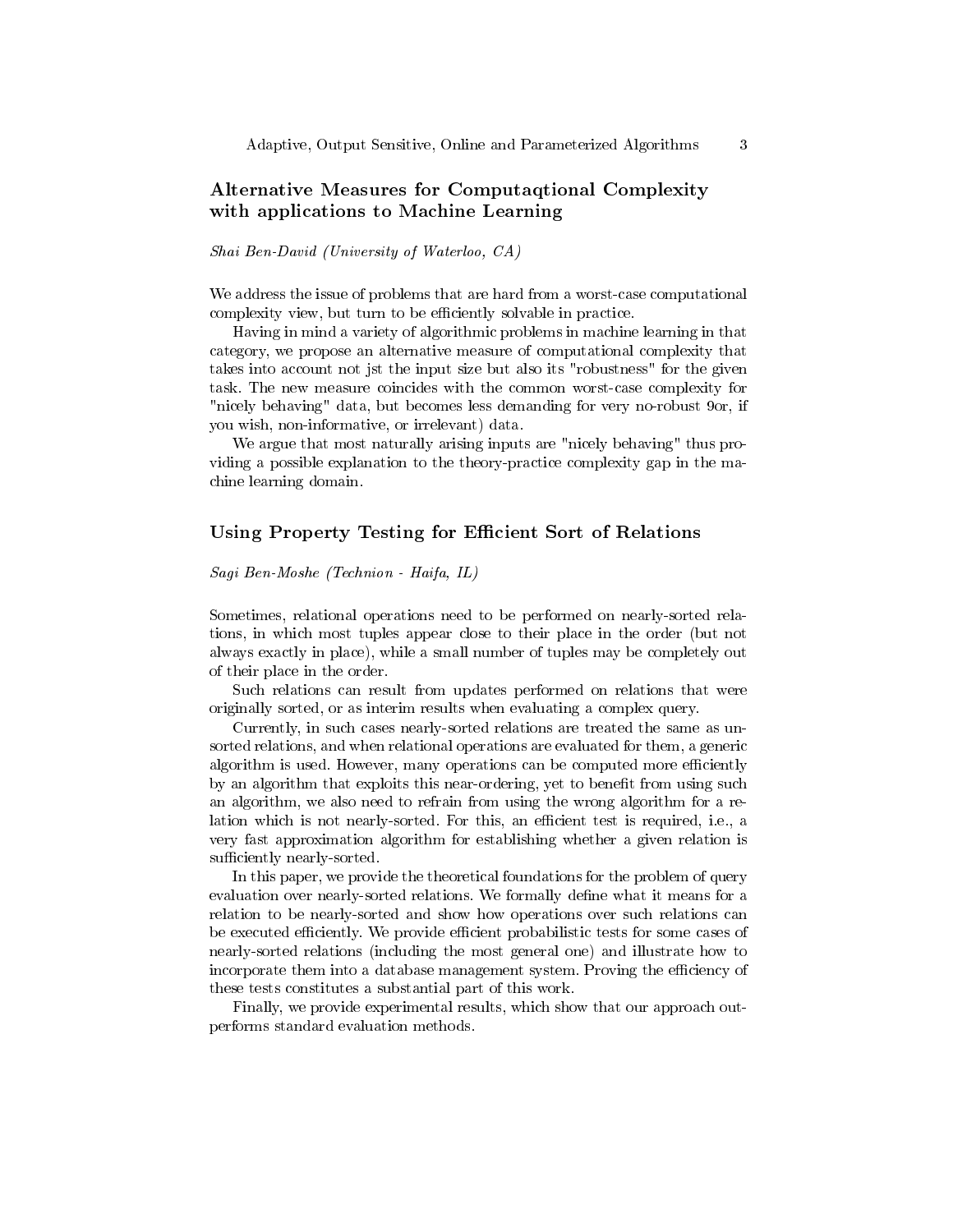## Alternative Measures for Computaqtional Complexity with applications to Machine Learning

*Shai Ben-David (University of Waterloo, CA)*

We address the issue of problems that are hard from a worst-case computational complexity view, but turn to be efficiently solvable in practice.

Having in mind a variety of algorithmic problems in machine learning in that category, we propose an alternative measure of computational complexity that takes into account not jst the input size but also its "robustness" for the given task. The new measure coincides with the common worst-case complexity for "nicely behaving" data, but becomes less demanding for very no-robust 9or, if you wish, non-informative, or irrelevant) data.

We argue that most naturally arising inputs are "nicely behaving" thus providing a possible explanation to the theory-practice complexity gap in the machine learning domain.

## Using Property Testing for Efficient Sort of Relations

*Sagi Ben-Moshe (Technion - Haifa, IL)*

Sometimes, relational operations need to be performed on nearly-sorted relations, in which most tuples appear close to their place in the order (but not always exactly in place), while a small number of tuples may be completely out of their place in the order.

Such relations can result from updates performed on relations that were originally sorted, or as interim results when evaluating a complex query.

Currently, in such cases nearly-sorted relations are treated the same as unsorted relations, and when relational operations are evaluated for them, a generic algorithm is used. However, many operations can be computed more efficiently by an algorithm that exploits this near-ordering, yet to benefit from using such an algorithm, we also need to refrain from using the wrong algorithm for a relation which is not nearly-sorted. For this, an efficient test is required, i.e., a very fast approximation algorithm for establishing whether a given relation is sufficiently nearly-sorted.

In this paper, we provide the theoretical foundations for the problem of query evaluation over nearly-sorted relations. We formally define what it means for a relation to be nearly-sorted and show how operations over such relations can be executed efficiently. We provide efficient probabilistic tests for some cases of nearly-sorted relations (including the most general one) and illustrate how to incorporate them into a database management system. Proving the efficiency of these tests constitutes a substantial part of this work.

Finally, we provide experimental results, which show that our approach outperforms standard evaluation methods.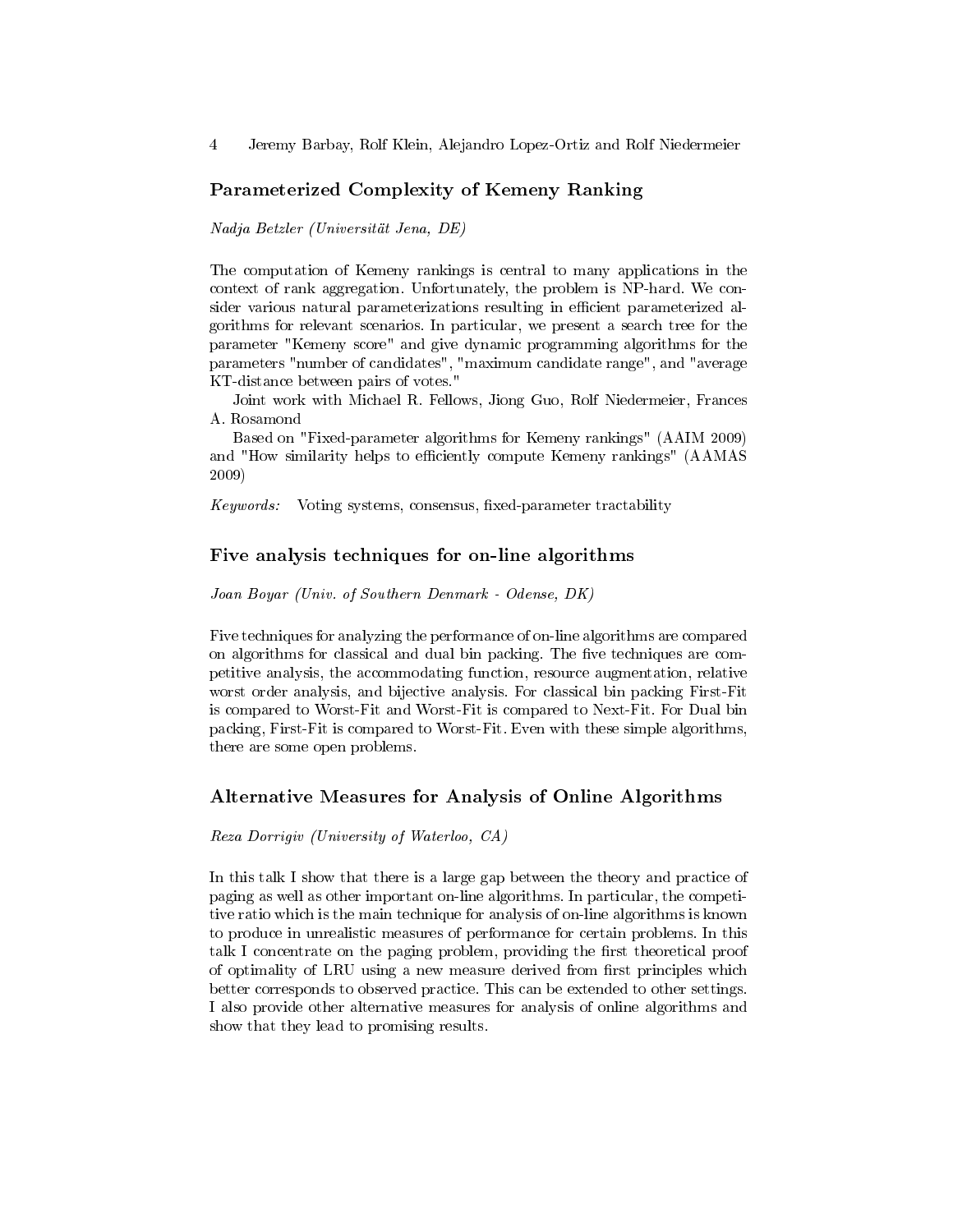## Parameterized Complexity of Kemeny Ranking

*Nadja Betzler (Universität Jena, DE)*

The computation of Kemeny rankings is central to many applications in the context of rank aggregation. Unfortunately, the problem is NP-hard. We consider various natural parameterizations resulting in efficient parameterized algorithms for relevant scenarios. In particular, we present a search tree for the parameter "Kemeny score" and give dynamic programming algorithms for the parameters "number of candidates", "maximum candidate range", and "average KT-distance between pairs of votes."

Joint work with Michael R. Fellows, Jiong Guo, Rolf Niedermeier, Frances A. Rosamond

Based on "Fixed-parameter algorithms for Kemeny rankings" (AAIM 2009) and "How similarity helps to efficiently compute Kemeny rankings" (AAMAS 2009)

*Keywords:* Voting systems, consensus, fixed-parameter tractability

## Five analysis techniques for on-line algorithms

*Joan Boyar (Univ. of Southern Denmark - Odense, DK)*

Five techniques for analyzing the performance of on-line algorithms are compared on algorithms for classical and dual bin packing. The five techniques are competitive analysis, the accommodating function, resource augmentation, relative worst order analysis, and bijective analysis. For classical bin packing First-Fit is compared to Worst-Fit and Worst-Fit is compared to Next-Fit. For Dual bin packing, First-Fit is compared to Worst-Fit. Even with these simple algorithms, there are some open problems.

## Alternative Measures for Analysis of Online Algorithms

*Reza Dorrigiv (University of Waterloo, CA)*

In this talk I show that there is a large gap between the theory and practice of paging as well as other important on-line algorithms. In particular, the competitive ratio which is the main technique for analysis of on-line algorithms is known to produce in unrealistic measures of performance for certain problems. In this talk I concentrate on the paging problem, providing the first theoretical proof of optimality of LRU using a new measure derived from first principles which better corresponds to observed practice. This can be extended to other settings. I also provide other alternative measures for analysis of online algorithms and show that they lead to promising results.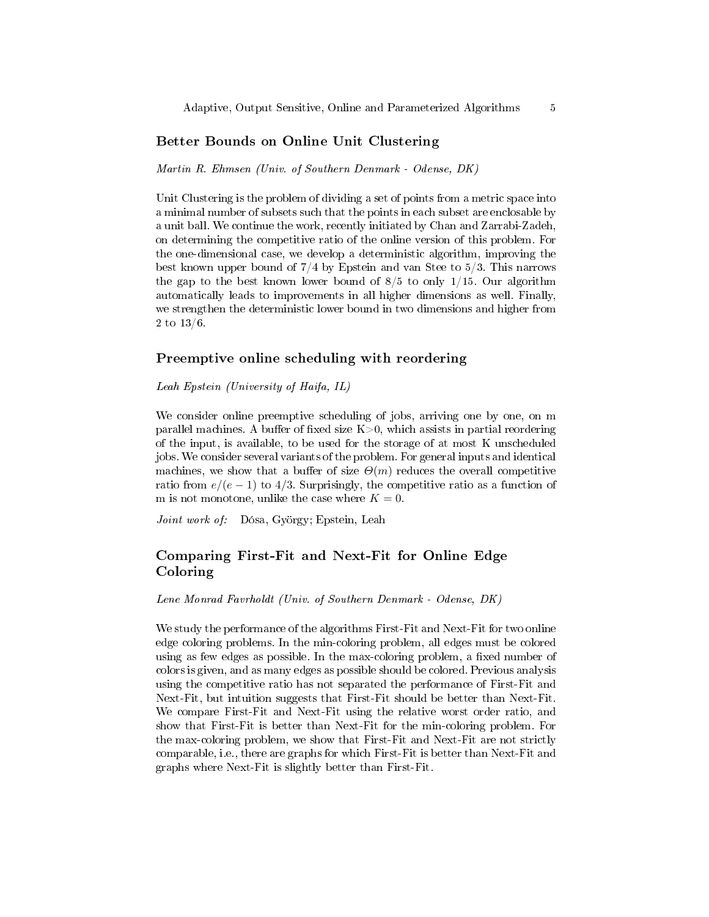## Better Bounds on Online Unit Clustering

*Martin R. Ehmsen (Univ. of Southern Denmark - Odense, DK)*

Unit Clustering is the problem of dividing a set of points from a metric space into a minimal number of subsets such that the points in each subset are enclosable by a unit ball. We continue the work, recently initiated by Chan and Zarrabi-Zadeh, on determining the competitive ratio of the online version of this problem. For the one-dimensional case, we develop a deterministic algorithm, improving the best known upper bound of 7/4 by Epstein and van Stee to 5/3. This narrows the gap to the best known lower bound of 8/5 to only 1/15. Our algorithm automatically leads to improvements in all higher dimensions as well. Finally, we strengthen the deterministic lower bound in two dimensions and higher from 2 to 13/6.

## Preemptive online scheduling with reordering

*Leah Epstein (University of Haifa, IL)*

We consider online preemptive scheduling of jobs, arriving one by one, on m parallel machines. A buffer of fixed size K>0, which assists in partial reordering of the input, is available, to be used for the storage of at most K unscheduled jobs. We consider several variants of the problem. For general inputs and identical machines, we show that a buffer of size $\Theta(m)$ reduces the overall competitive ratio from $e/(e-1)$ to 4/3. Surprisingly, the competitive ratio as a function of m is not monotone, unlike the case where $K = 0$.

*Joint work of:* Dósa, György; Epstein, Leah

## Comparing First-Fit and Next-Fit for Online Edge Coloring

*Lene Monrad Favrholdt (Univ. of Southern Denmark - Odense, DK)*

We study the performance of the algorithms First-Fit and Next-Fit for two online edge coloring problems. In the min-coloring problem, all edges must be colored using as few edges as possible. In the max-coloring problem, a fixed number of colors is given, and as many edges as possible should be colored. Previous analysis using the competitive ratio has not separated the performance of First-Fit and Next-Fit, but intuition suggests that First-Fit should be better than Next-Fit. We compare First-Fit and Next-Fit using the relative worst order ratio, and show that First-Fit is better than Next-Fit for the min-coloring problem. For the max-coloring problem, we show that First-Fit and Next-Fit are not strictly comparable, i.e., there are graphs for which First-Fit is better than Next-Fit and graphs where Next-Fit is slightly better than First-Fit.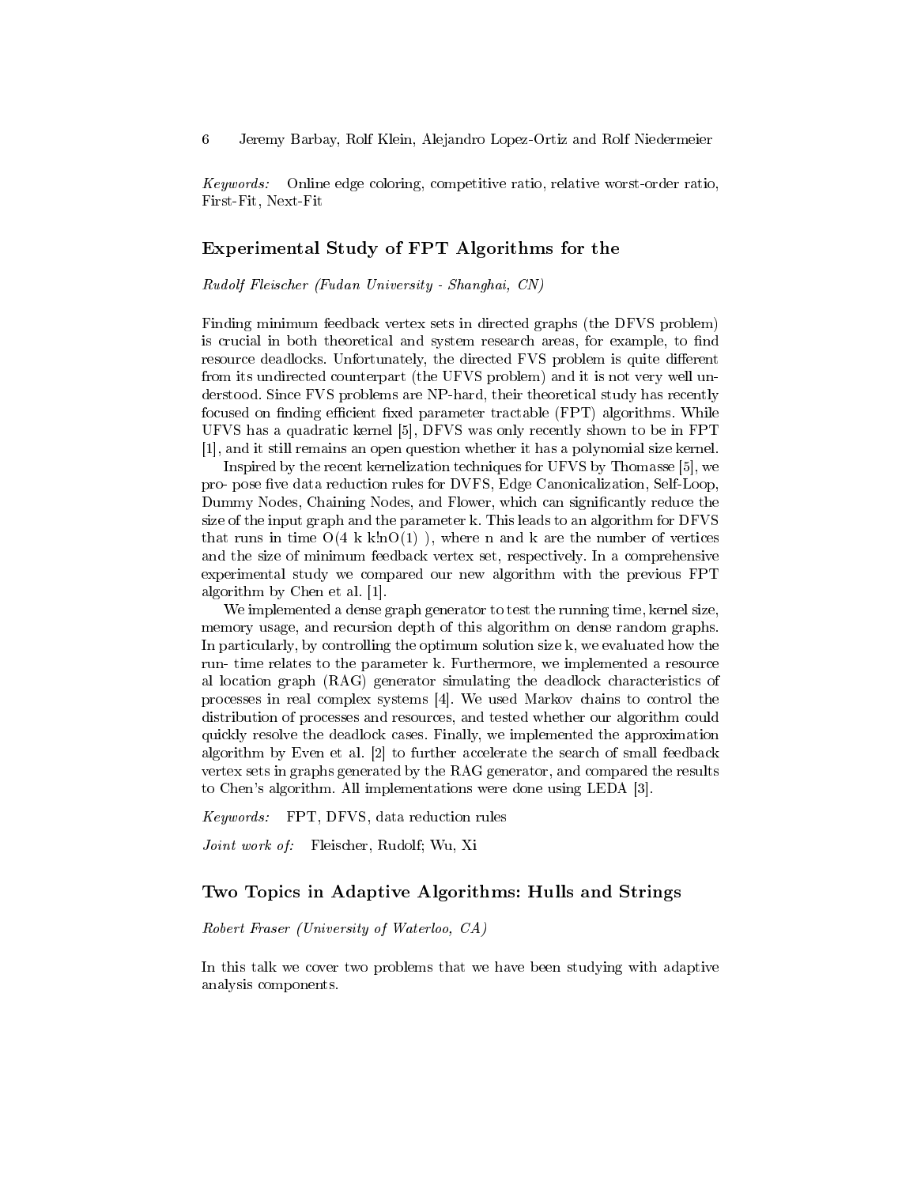*Keywords:* Online edge coloring, competitive ratio, relative worst-order ratio, First-Fit, Next-Fit

### Experimental Study of FPT Algorithms for the

*Rudolf Fleischer (Fudan University - Shanghai, CN)*

Finding minimum feedback vertex sets in directed graphs (the DFVS problem) is crucial in both theoretical and system research areas, for example, to find resource deadlocks. Unfortunately, the directed FVS problem is quite different from its undirected counterpart (the UFVS problem) and it is not very well understood. Since FVS problems are NP-hard, their theoretical study has recently focused on finding efficient fixed parameter tractable (FPT) algorithms. While UFVS has a quadratic kernel [5], DFVS was only recently shown to be in FPT [1], and it still remains an open question whether it has a polynomial size kernel.

Inspired by the recent kernelization techniques for UFVS by Thomasse [5], we pro- pose five data reduction rules for DVFS, Edge Canonicalization, Self-Loop, Dummy Nodes, Chaining Nodes, and Flower, which can significantly reduce the size of the input graph and the parameter k. This leads to an algorithm for DFVS that runs in time O(4 k k!nO(1) ), where n and k are the number of vertices and the size of minimum feedback vertex set, respectively. In a comprehensive experimental study we compared our new algorithm with the previous FPT algorithm by Chen et al. [1].

We implemented a dense graph generator to test the running time, kernel size, memory usage, and recursion depth of this algorithm on dense random graphs. In particularly, by controlling the optimum solution size k, we evaluated how the run- time relates to the parameter k. Furthermore, we implemented a resource al location graph (RAG) generator simulating the deadlock characteristics of processes in real complex systems [4]. We used Markov chains to control the distribution of processes and resources, and tested whether our algorithm could quickly resolve the deadlock cases. Finally, we implemented the approximation algorithm by Even et al. [2] to further accelerate the search of small feedback vertex sets in graphs generated by the RAG generator, and compared the results to Chen's algorithm. All implementations were done using LEDA [3].

*Keywords:* FPT, DFVS, data reduction rules

*Joint work of:* Fleischer, Rudolf; Wu, Xi

### Two Topics in Adaptive Algorithms: Hulls and Strings

*Robert Fraser (University of Waterloo, CA)*

In this talk we cover two problems that we have been studying with adaptive analysis components.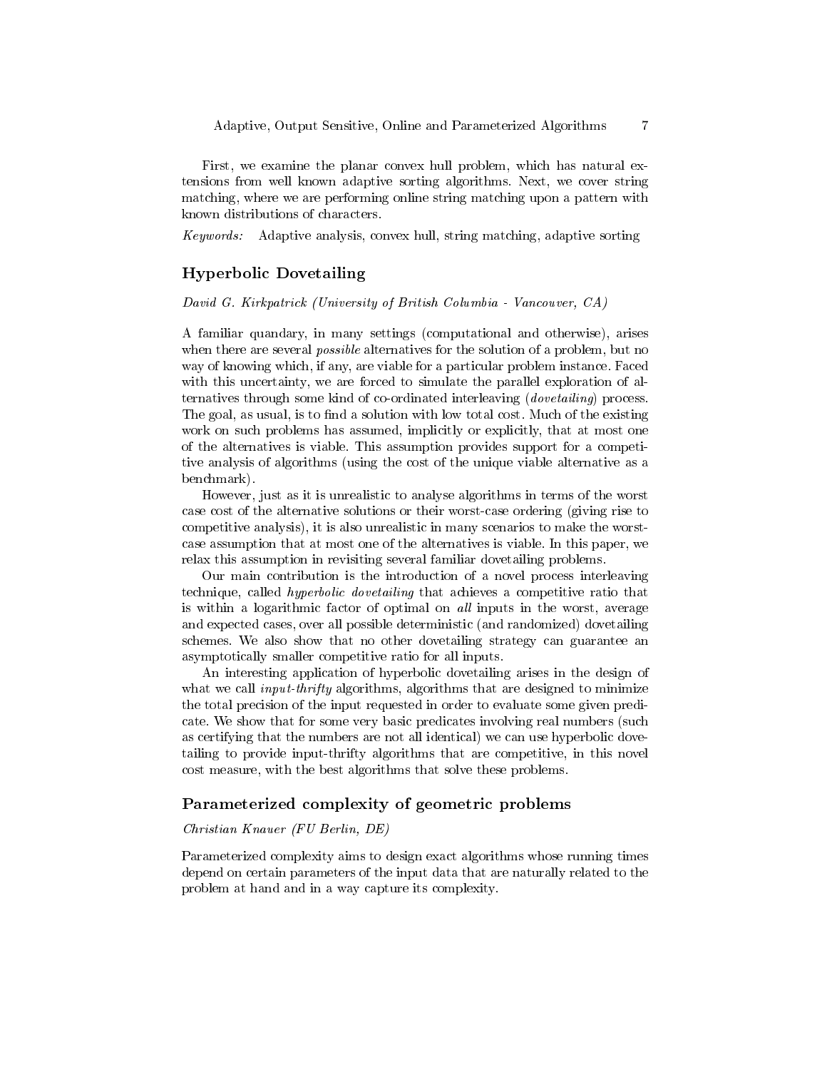First, we examine the planar convex hull problem, which has natural extensions from well known adaptive sorting algorithms. Next, we cover string matching, where we are performing online string matching upon a pattern with known distributions of characters.

*Keywords:* Adaptive analysis, convex hull, string matching, adaptive sorting

## Hyperbolic Dovetailing

*David G. Kirkpatrick (University of British Columbia - Vancouver, CA)*

A familiar quandary, in many settings (computational and otherwise), arises when there are several *possible* alternatives for the solution of a problem, but no way of knowing which, if any, are viable for a particular problem instance. Faced with this uncertainty, we are forced to simulate the parallel exploration of alternatives through some kind of co-ordinated interleaving (*dovetailing*) process. The goal, as usual, is to find a solution with low total cost. Much of the existing work on such problems has assumed, implicitly or explicitly, that at most one of the alternatives is viable. This assumption provides support for a competitive analysis of algorithms (using the cost of the unique viable alternative as a benchmark).

However, just as it is unrealistic to analyse algorithms in terms of the worst case cost of the alternative solutions or their worst-case ordering (giving rise to competitive analysis), it is also unrealistic in many scenarios to make the worst-case assumption that at most one of the alternatives is viable. In this paper, we relax this assumption in revisiting several familiar dovetailing problems.

Our main contribution is the introduction of a novel process interleaving technique, called *hyperbolic dovetailing* that achieves a competitive ratio that is within a logarithmic factor of optimal on *all* inputs in the worst, average and expected cases, over all possible deterministic (and randomized) dovetailing schemes. We also show that no other dovetailing strategy can guarantee an asymptotically smaller competitive ratio for all inputs.

An interesting application of hyperbolic dovetailing arises in the design of what we call *input-thrifty* algorithms, algorithms that are designed to minimize the total precision of the input requested in order to evaluate some given predicate. We show that for some very basic predicates involving real numbers (such as certifying that the numbers are not all identical) we can use hyperbolic dovetailing to provide input-thrifty algorithms that are competitive, in this novel cost measure, with the best algorithms that solve these problems.

## Parameterized complexity of geometric problems

*Christian Knauer (FU Berlin, DE)*

Parameterized complexity aims to design exact algorithms whose running times depend on certain parameters of the input data that are naturally related to the problem at hand and in a way capture its complexity.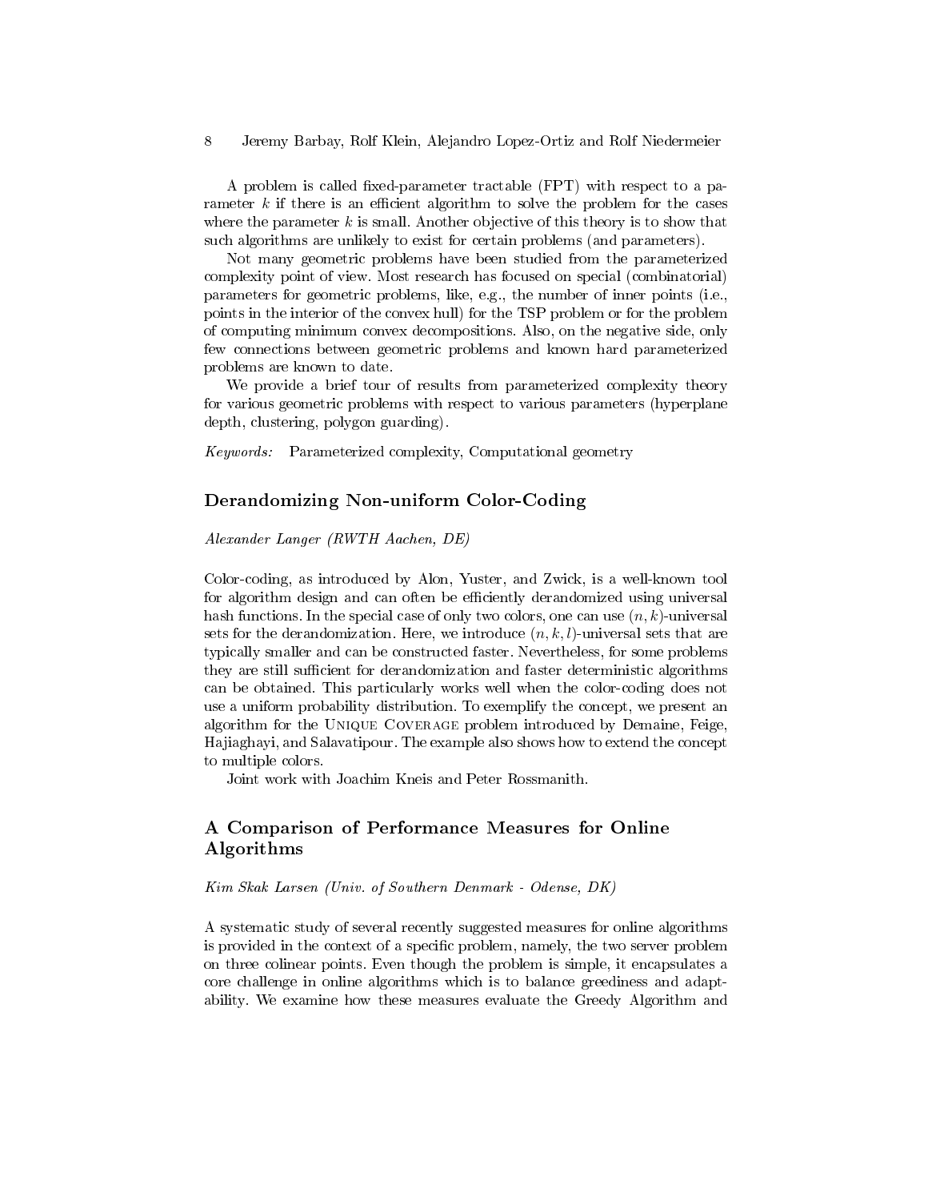A problem is called fixed-parameter tractable (FPT) with respect to a parameter $k$ if there is an efficient algorithm to solve the problem for the cases where the parameter $k$ is small. Another objective of this theory is to show that such algorithms are unlikely to exist for certain problems (and parameters).

Not many geometric problems have been studied from the parameterized complexity point of view. Most research has focused on special (combinatorial) parameters for geometric problems, like, e.g., the number of inner points (i.e., points in the interior of the convex hull) for the TSP problem or for the problem of computing minimum convex decompositions. Also, on the negative side, only few connections between geometric problems and known hard parameterized problems are known to date.

We provide a brief tour of results from parameterized complexity theory for various geometric problems with respect to various parameters (hyperplane depth, clustering, polygon guarding).

*Keywords:* Parameterized complexity, Computational geometry

## Derandomizing Non-uniform Color-Coding

*Alexander Langer (RWTH Aachen, DE)*

Color-coding, as introduced by Alon, Yuster, and Zwick, is a well-known tool for algorithm design and can often be efficiently derandomized using universal hash functions. In the special case of only two colors, one can use $(n, k)$-universal sets for the derandomization. Here, we introduce $(n, k, l)$-universal sets that are typically smaller and can be constructed faster. Nevertheless, for some problems they are still sufficient for derandomization and faster deterministic algorithms can be obtained. This particularly works well when the color-coding does not use a uniform probability distribution. To exemplify the concept, we present an algorithm for the Unique Coverage problem introduced by Demaine, Feige, Hajiaghayi, and Salavatipour. The example also shows how to extend the concept to multiple colors.

Joint work with Joachim Kneis and Peter Rossmanith.

## A Comparison of Performance Measures for Online Algorithms

*Kim Skak Larsen (Univ. of Southern Denmark - Odense, DK)*

A systematic study of several recently suggested measures for online algorithms is provided in the context of a specific problem, namely, the two server problem on three colinear points. Even though the problem is simple, it encapsulates a core challenge in online algorithms which is to balance greediness and adaptability. We examine how these measures evaluate the Greedy Algorithm and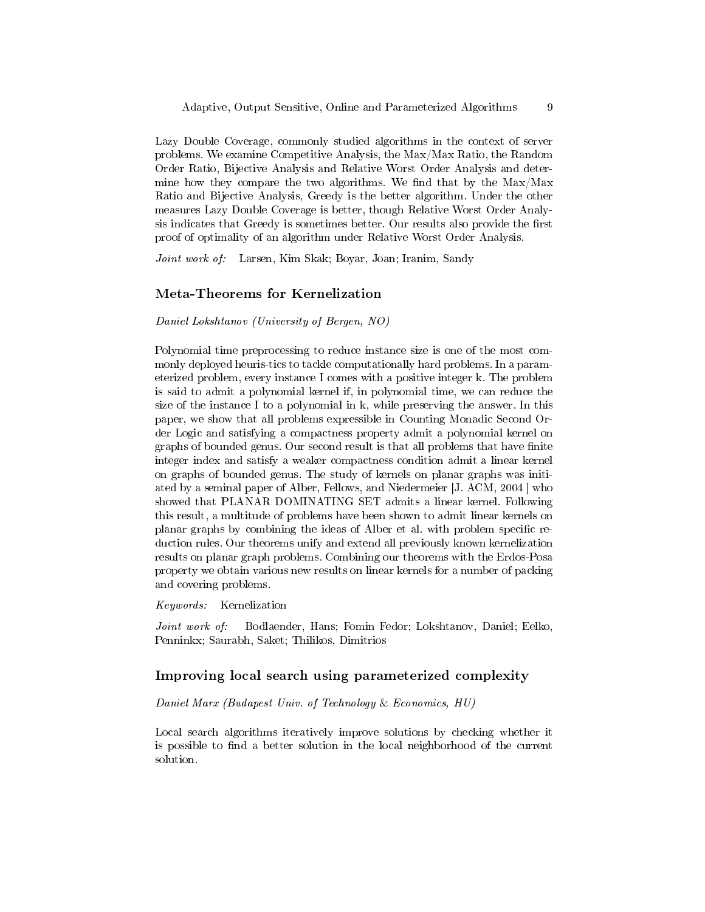Lazy Double Coverage, commonly studied algorithms in the context of server problems. We examine Competitive Analysis, the Max/Max Ratio, the Random Order Ratio, Bijective Analysis and Relative Worst Order Analysis and determine how they compare the two algorithms. We find that by the Max/Max Ratio and Bijective Analysis, Greedy is the better algorithm. Under the other measures Lazy Double Coverage is better, though Relative Worst Order Analysis indicates that Greedy is sometimes better. Our results also provide the first proof of optimality of an algorithm under Relative Worst Order Analysis.

*Joint work of:* Larsen, Kim Skak; Boyar, Joan; Iranim, Sandy

## Meta-Theorems for Kernelization

*Daniel Lokshtanov (University of Bergen, NO)*

Polynomial time preprocessing to reduce instance size is one of the most commonly deployed heuris-tics to tackle computationally hard problems. In a parameterized problem, every instance I comes with a positive integer k. The problem is said to admit a polynomial kernel if, in polynomial time, we can reduce the size of the instance I to a polynomial in k, while preserving the answer. In this paper, we show that all problems expressible in Counting Monadic Second Order Logic and satisfying a compactness property admit a polynomial kernel on graphs of bounded genus. Our second result is that all problems that have finite integer index and satisfy a weaker compactness condition admit a linear kernel on graphs of bounded genus. The study of kernels on planar graphs was initiated by a seminal paper of Alber, Fellows, and Niedermeier [J. ACM, 2004 ] who showed that PLANAR DOMINATING SET admits a linear kernel. Following this result, a multitude of problems have been shown to admit linear kernels on planar graphs by combining the ideas of Alber et al. with problem specific reduction rules. Our theorems unify and extend all previously known kernelization results on planar graph problems. Combining our theorems with the Erdos-Posa property we obtain various new results on linear kernels for a number of packing and covering problems.

*Keywords:* Kernelization

*Joint work of:* Bodlaender, Hans; Fomin Fedor; Lokshtanov, Daniel; Eelko, Penninkx; Saurabh, Saket; Thilikos, Dimitrios

## Improving local search using parameterized complexity

*Daniel Marx (Budapest Univ. of Technology & Economics, HU)*

Local search algorithms iteratively improve solutions by checking whether it is possible to find a better solution in the local neighborhood of the current solution.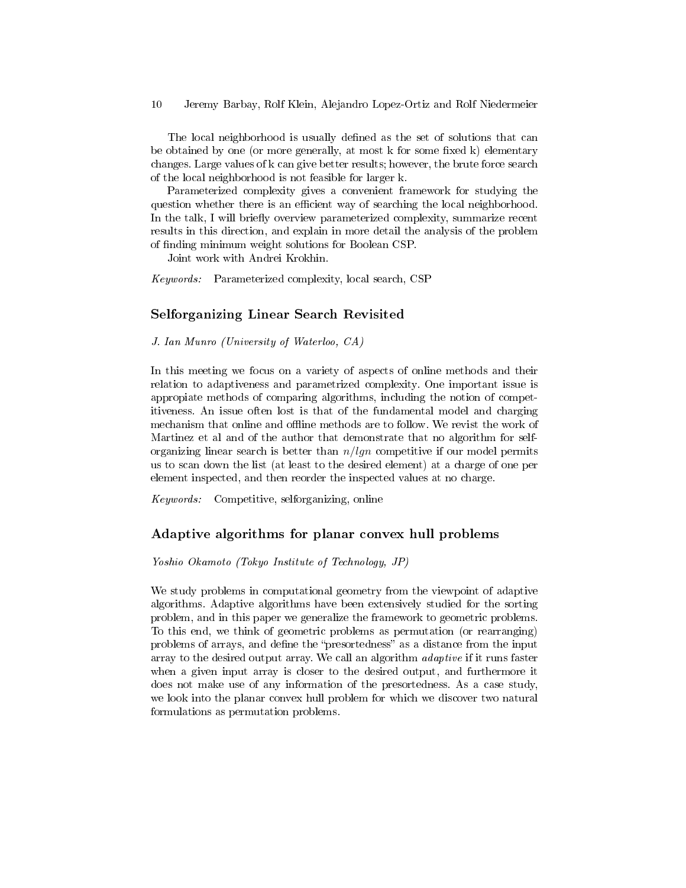The local neighborhood is usually defined as the set of solutions that can be obtained by one (or more generally, at most k for some fixed k) elementary changes. Large values of k can give better results; however, the brute force search of the local neighborhood is not feasible for larger k.

Parameterized complexity gives a convenient framework for studying the question whether there is an efficient way of searching the local neighborhood. In the talk, I will briefly overview parameterized complexity, summarize recent results in this direction, and explain in more detail the analysis of the problem of finding minimum weight solutions for Boolean CSP.

Joint work with Andrei Krokhin.

*Keywords:* Parameterized complexity, local search, CSP

## Selforganizing Linear Search Revisited

*J. Ian Munro (University of Waterloo, CA)*

In this meeting we focus on a variety of aspects of online methods and their relation to adaptiveness and parametrized complexity. One important issue is appropiate methods of comparing algorithms, including the notion of competitiveness. An issue often lost is that of the fundamental model and charging mechanism that online and offline methods are to follow. We revist the work of Martinez et al and of the author that demonstrate that no algorithm for selforganizing linear search is better than $n/lgn$ competitive if our model permits us to scan down the list (at least to the desired element) at a charge of one per element inspected, and then reorder the inspected values at no charge.

*Keywords:* Competitive, selforganizing, online

## Adaptive algorithms for planar convex hull problems

*Yoshio Okamoto (Tokyo Institute of Technology, JP)*

We study problems in computational geometry from the viewpoint of adaptive algorithms. Adaptive algorithms have been extensively studied for the sorting problem, and in this paper we generalize the framework to geometric problems. To this end, we think of geometric problems as permutation (or rearranging) problems of arrays, and define the "presortedness" as a distance from the input array to the desired output array. We call an algorithm *adaptive* if it runs faster when a given input array is closer to the desired output, and furthermore it does not make use of any information of the presortedness. As a case study, we look into the planar convex hull problem for which we discover two natural formulations as permutation problems.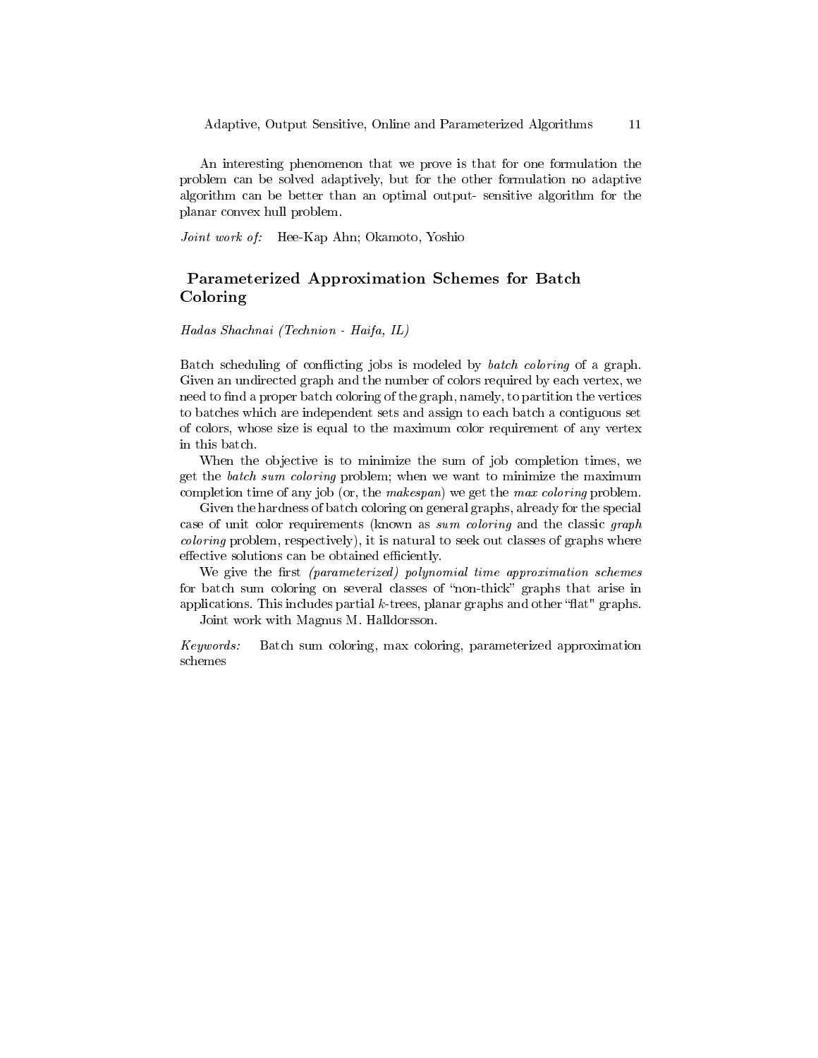An interesting phenomenon that we prove is that for one formulation the problem can be solved adaptively, but for the other formulation no adaptive algorithm can be better than an optimal output- sensitive algorithm for the planar convex hull problem.

*Joint work of:* Hee-Kap Ahn; Okamoto, Yoshio

## Parameterized Approximation Schemes for Batch Coloring

*Hadas Shachnai (Technion - Haifa, IL)*

Batch scheduling of conflicting jobs is modeled by *batch coloring* of a graph. Given an undirected graph and the number of colors required by each vertex, we need to find a proper batch coloring of the graph, namely, to partition the vertices to batches which are independent sets and assign to each batch a contiguous set of colors, whose size is equal to the maximum color requirement of any vertex in this batch.

When the objective is to minimize the sum of job completion times, we get the *batch sum coloring* problem; when we want to minimize the maximum completion time of any job (or, the *makespan*) we get the *max coloring* problem.

Given the hardness of batch coloring on general graphs, already for the special case of unit color requirements (known as *sum coloring* and the classic *graph coloring* problem, respectively), it is natural to seek out classes of graphs where effective solutions can be obtained efficiently.

We give the first *(parameterized) polynomial time approximation schemes* for batch sum coloring on several classes of "non-thick" graphs that arise in applications. This includes partial $k$-trees, planar graphs and other "flat" graphs.

Joint work with Magnus M. Halldorsson.

*Keywords:* Batch sum coloring, max coloring, parameterized approximation schemes